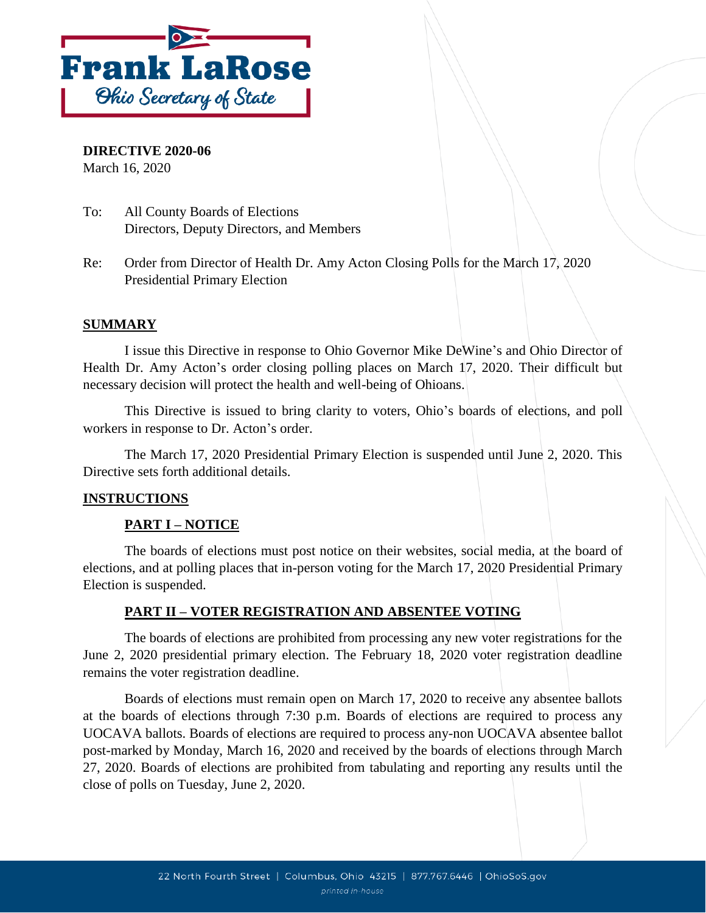**Frank LaRose**
*Ohio Secretary of State*

**DIRECTIVE 2020-06**
March 16, 2020

To: All County Boards of Elections
Directors, Deputy Directors, and Members

Re: Order from Director of Health Dr. Amy Acton Closing Polls for the March 17, 2020 Presidential Primary Election

## SUMMARY

I issue this Directive in response to Ohio Governor Mike DeWine's and Ohio Director of Health Dr. Amy Acton's order closing polling places on March 17, 2020. Their difficult but necessary decision will protect the health and well-being of Ohioans.

This Directive is issued to bring clarity to voters, Ohio's boards of elections, and poll workers in response to Dr. Acton's order.

The March 17, 2020 Presidential Primary Election is suspended until June 2, 2020. This Directive sets forth additional details.

## INSTRUCTIONS

### PART I – NOTICE

The boards of elections must post notice on their websites, social media, at the board of elections, and at polling places that in-person voting for the March 17, 2020 Presidential Primary Election is suspended.

### PART II – VOTER REGISTRATION AND ABSENTEE VOTING

The boards of elections are prohibited from processing any new voter registrations for the June 2, 2020 presidential primary election. The February 18, 2020 voter registration deadline remains the voter registration deadline.

Boards of elections must remain open on March 17, 2020 to receive any absentee ballots at the boards of elections through 7:30 p.m. Boards of elections are required to process any UOCAVA ballots. Boards of elections are required to process any-non UOCAVA absentee ballot post-marked by Monday, March 16, 2020 and received by the boards of elections through March 27, 2020. Boards of elections are prohibited from tabulating and reporting any results until the close of polls on Tuesday, June 2, 2020.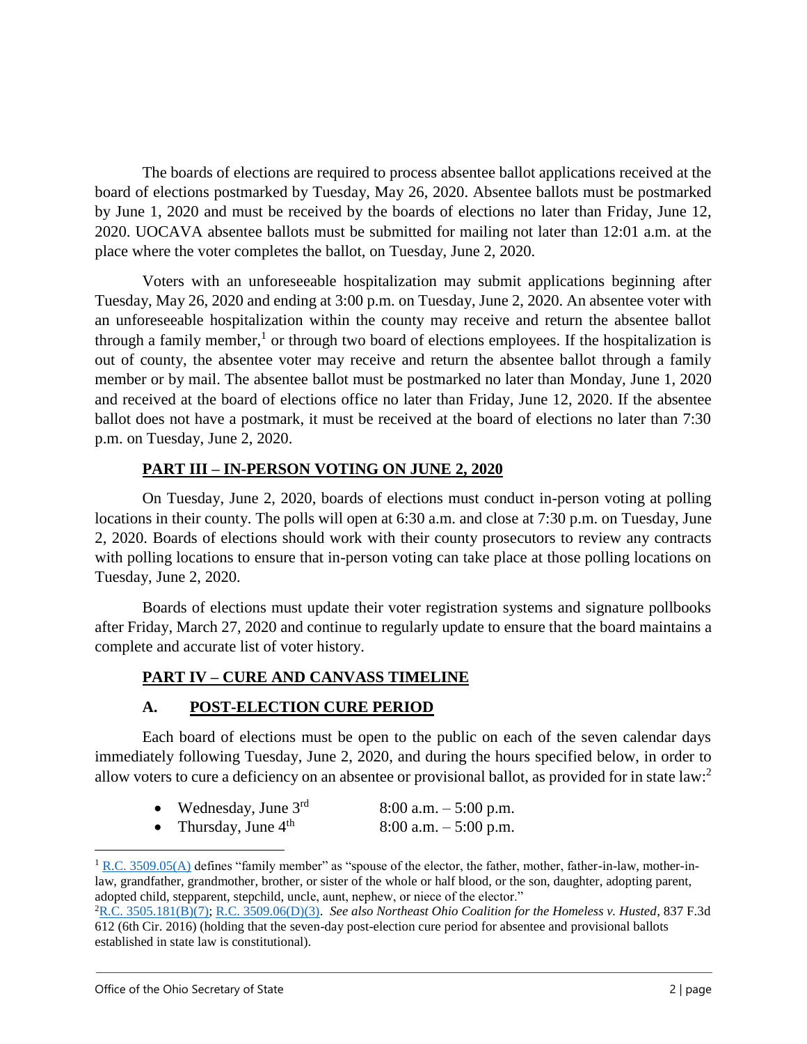The boards of elections are required to process absentee ballot applications received at the board of elections postmarked by Tuesday, May 26, 2020. Absentee ballots must be postmarked by June 1, 2020 and must be received by the boards of elections no later than Friday, June 12, 2020. UOCAVA absentee ballots must be submitted for mailing not later than 12:01 a.m. at the place where the voter completes the ballot, on Tuesday, June 2, 2020.

Voters with an unforeseeable hospitalization may submit applications beginning after Tuesday, May 26, 2020 and ending at 3:00 p.m. on Tuesday, June 2, 2020. An absentee voter with an unforeseeable hospitalization within the county may receive and return the absentee ballot through a family member,[1] or through two board of elections employees. If the hospitalization is out of county, the absentee voter may receive and return the absentee ballot through a family member or by mail. The absentee ballot must be postmarked no later than Monday, June 1, 2020 and received at the board of elections office no later than Friday, June 12, 2020. If the absentee ballot does not have a postmark, it must be received at the board of elections no later than 7:30 p.m. on Tuesday, June 2, 2020.

## PART III – IN-PERSON VOTING ON JUNE 2, 2020

On Tuesday, June 2, 2020, boards of elections must conduct in-person voting at polling locations in their county. The polls will open at 6:30 a.m. and close at 7:30 p.m. on Tuesday, June 2, 2020. Boards of elections should work with their county prosecutors to review any contracts with polling locations to ensure that in-person voting can take place at those polling locations on Tuesday, June 2, 2020.

Boards of elections must update their voter registration systems and signature pollbooks after Friday, March 27, 2020 and continue to regularly update to ensure that the board maintains a complete and accurate list of voter history.

## PART IV – CURE AND CANVASS TIMELINE

### A. POST-ELECTION CURE PERIOD

Each board of elections must be open to the public on each of the seven calendar days immediately following Tuesday, June 2, 2020, and during the hours specified below, in order to allow voters to cure a deficiency on an absentee or provisional ballot, as provided for in state law:[2]

- Wednesday, June 3rd 8:00 a.m. – 5:00 p.m.
- Thursday, June 4th 8:00 a.m. – 5:00 p.m.

---

[1] R.C. 3509.05(A) defines "family member" as "spouse of the elector, the father, mother, father-in-law, mother-in-law, grandfather, grandmother, brother, or sister of the whole or half blood, or the son, daughter, adopting parent, adopted child, stepparent, stepchild, uncle, aunt, nephew, or niece of the elector."

[2] R.C. 3505.181(B)(7); R.C. 3509.06(D)(3). *See also Northeast Ohio Coalition for the Homeless v. Husted*, 837 F.3d 612 (6th Cir. 2016) (holding that the seven-day post-election cure period for absentee and provisional ballots established in state law is constitutional).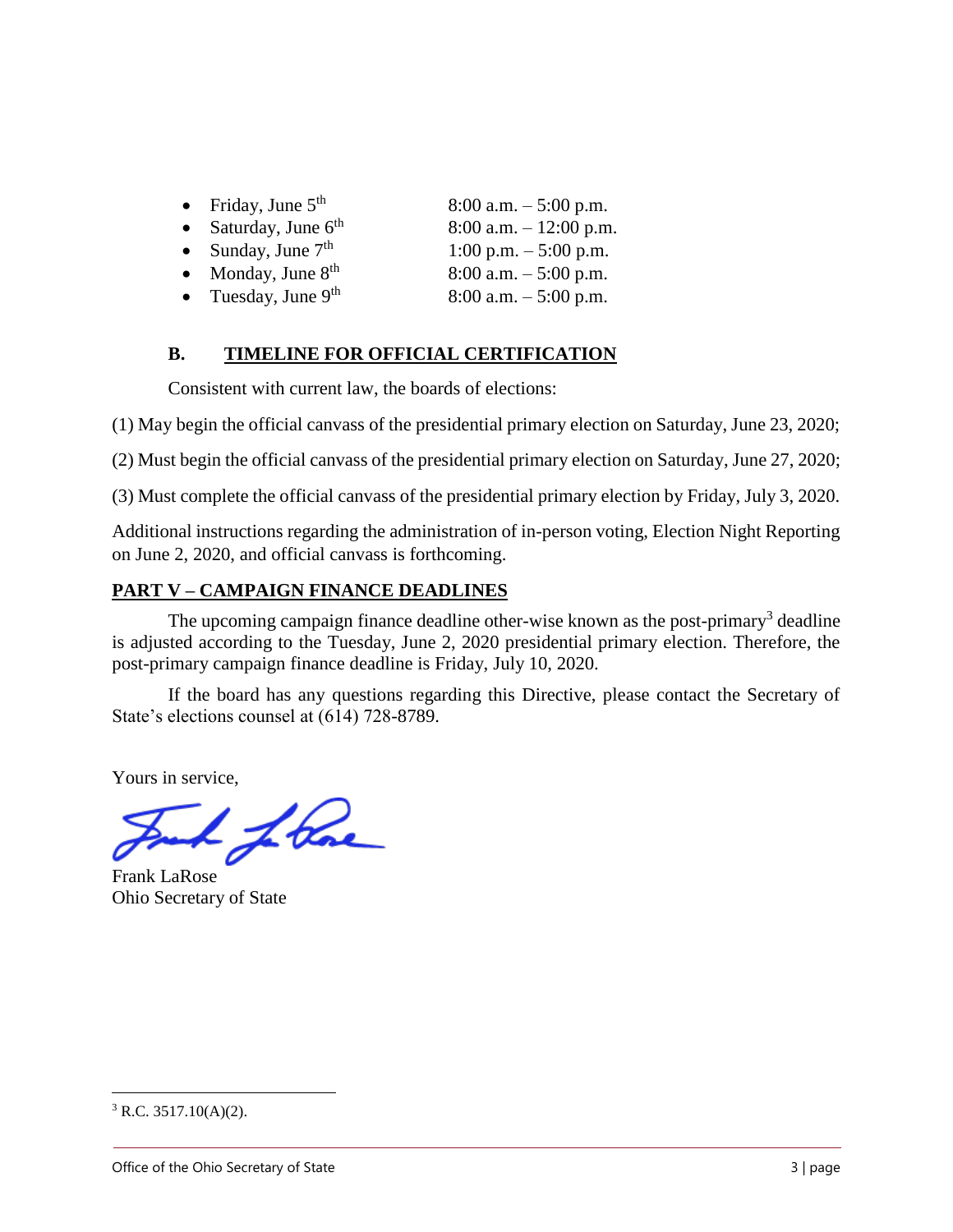- Friday, June 5th 8:00 a.m. – 5:00 p.m.
- Saturday, June 6th 8:00 a.m. – 12:00 p.m.
- Sunday, June 7th 1:00 p.m. – 5:00 p.m.
- Monday, June 8th 8:00 a.m. – 5:00 p.m.
- Tuesday, June 9th 8:00 a.m. – 5:00 p.m.

### B. TIMELINE FOR OFFICIAL CERTIFICATION

Consistent with current law, the boards of elections:

(1) May begin the official canvass of the presidential primary election on Saturday, June 23, 2020;

(2) Must begin the official canvass of the presidential primary election on Saturday, June 27, 2020;

(3) Must complete the official canvass of the presidential primary election by Friday, July 3, 2020.

Additional instructions regarding the administration of in-person voting, Election Night Reporting on June 2, 2020, and official canvass is forthcoming.

## PART V – CAMPAIGN FINANCE DEADLINES

The upcoming campaign finance deadline other-wise known as the post-primary[3] deadline is adjusted according to the Tuesday, June 2, 2020 presidential primary election. Therefore, the post-primary campaign finance deadline is Friday, July 10, 2020.

If the board has any questions regarding this Directive, please contact the Secretary of State's elections counsel at (614) 728-8789.

Yours in service,

Frank LaRose
Ohio Secretary of State

---

[3] R.C. 3517.10(A)(2).